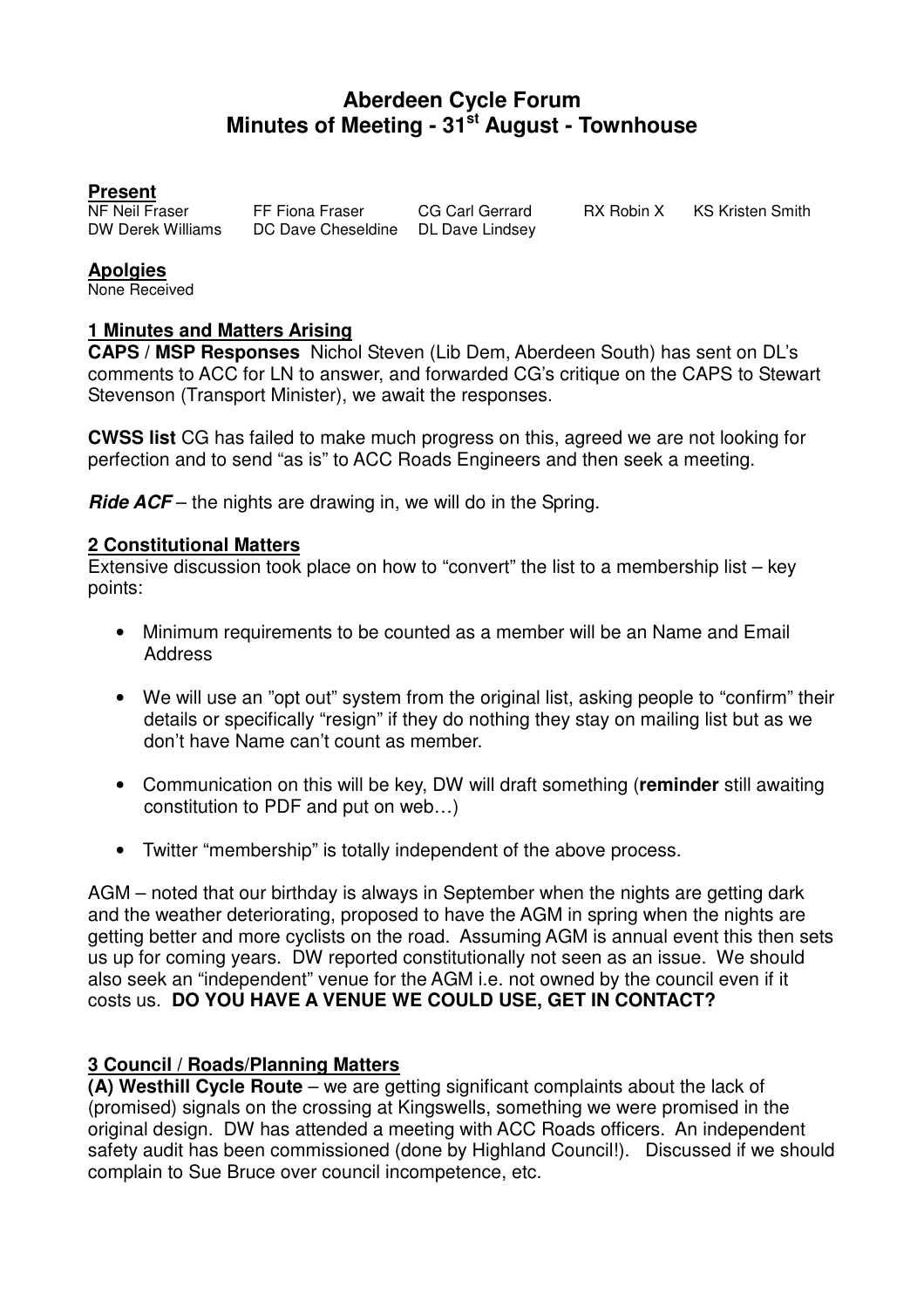# Aberdeen Cycle Forum
# Minutes of Meeting - 31st August - Townhouse

## Present

| | | | | |
|---|---|---|---|---|
| NF Neil Fraser | FF Fiona Fraser | CG Carl Gerrard | RX Robin X | KS Kristen Smith |
| DW Derek Williams | DC Dave Cheseldine | DL Dave Lindsey | | |

## Apolgies

None Received

## 1 Minutes and Matters Arising

**CAPS / MSP Responses** Nichol Steven (Lib Dem, Aberdeen South) has sent on DL's comments to ACC for LN to answer, and forwarded CG's critique on the CAPS to Stewart Stevenson (Transport Minister), we await the responses.

**CWSS list** CG has failed to make much progress on this, agreed we are not looking for perfection and to send "as is" to ACC Roads Engineers and then seek a meeting.

***Ride ACF*** – the nights are drawing in, we will do in the Spring.

## 2 Constitutional Matters

Extensive discussion took place on how to "convert" the list to a membership list – key points:

- Minimum requirements to be counted as a member will be an Name and Email Address
- We will use an "opt out" system from the original list, asking people to "confirm" their details or specifically "resign" if they do nothing they stay on mailing list but as we don't have Name can't count as member.
- Communication on this will be key, DW will draft something (**reminder** still awaiting constitution to PDF and put on web…)
- Twitter "membership" is totally independent of the above process.

AGM – noted that our birthday is always in September when the nights are getting dark and the weather deteriorating, proposed to have the AGM in spring when the nights are getting better and more cyclists on the road. Assuming AGM is annual event this then sets us up for coming years. DW reported constitutionally not seen as an issue. We should also seek an "independent" venue for the AGM i.e. not owned by the council even if it costs us. **DO YOU HAVE A VENUE WE COULD USE, GET IN CONTACT?**

## 3 Council / Roads/Planning Matters

**(A) Westhill Cycle Route** – we are getting significant complaints about the lack of (promised) signals on the crossing at Kingswells, something we were promised in the original design. DW has attended a meeting with ACC Roads officers. An independent safety audit has been commissioned (done by Highland Council!). Discussed if we should complain to Sue Bruce over council incompetence, etc.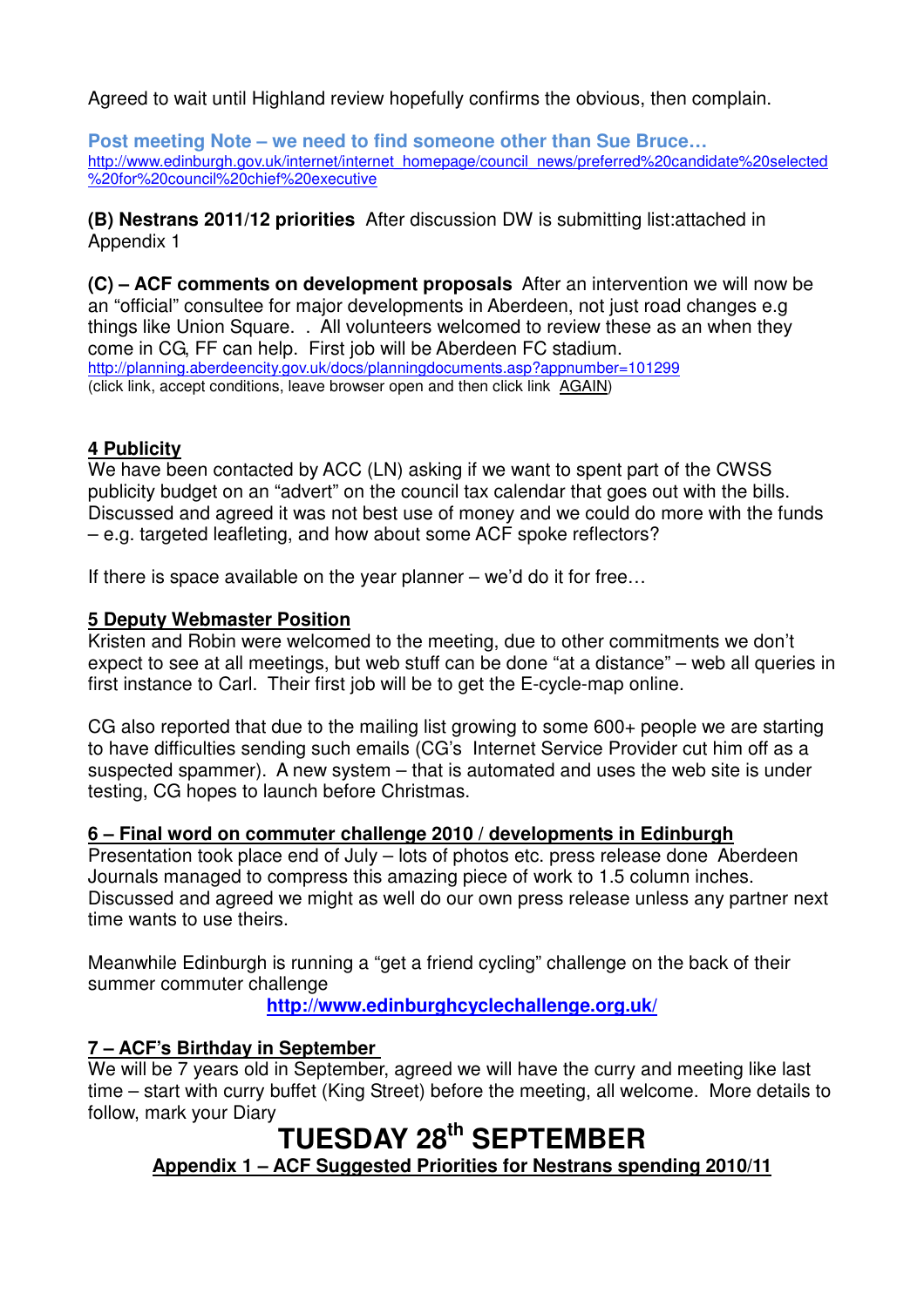Agreed to wait until Highland review hopefully confirms the obvious, then complain.

**Post meeting Note – we need to find someone other than Sue Bruce…**
http://www.edinburgh.gov.uk/internet/internet_homepage/council_news/preferred%20candidate%20selected%20for%20council%20chief%20executive

**(B) Nestrans 2011/12 priorities** After discussion DW is submitting list:attached in Appendix 1

**(C) – ACF comments on development proposals** After an intervention we will now be an "official" consultee for major developments in Aberdeen, not just road changes e.g things like Union Square. . All volunteers welcomed to review these as an when they come in CG, FF can help. First job will be Aberdeen FC stadium.
http://planning.aberdeencity.gov.uk/docs/planningdocuments.asp?appnumber=101299
(click link, accept conditions, leave browser open and then click link AGAIN)

## 4 Publicity

We have been contacted by ACC (LN) asking if we want to spent part of the CWSS publicity budget on an "advert" on the council tax calendar that goes out with the bills. Discussed and agreed it was not best use of money and we could do more with the funds – e.g. targeted leafleting, and how about some ACF spoke reflectors?

If there is space available on the year planner – we'd do it for free…

## 5 Deputy Webmaster Position

Kristen and Robin were welcomed to the meeting, due to other commitments we don't expect to see at all meetings, but web stuff can be done "at a distance" – web all queries in first instance to Carl. Their first job will be to get the E-cycle-map online.

CG also reported that due to the mailing list growing to some 600+ people we are starting to have difficulties sending such emails (CG's Internet Service Provider cut him off as a suspected spammer). A new system – that is automated and uses the web site is under testing, CG hopes to launch before Christmas.

## 6 – Final word on commuter challenge 2010 / developments in Edinburgh

Presentation took place end of July – lots of photos etc. press release done Aberdeen Journals managed to compress this amazing piece of work to 1.5 column inches. Discussed and agreed we might as well do our own press release unless any partner next time wants to use theirs.

Meanwhile Edinburgh is running a "get a friend cycling" challenge on the back of their summer commuter challenge

**http://www.edinburghcyclechallenge.org.uk/**

## 7 – ACF's Birthday in September

We will be 7 years old in September, agreed we will have the curry and meeting like last time – start with curry buffet (King Street) before the meeting, all welcome. More details to follow, mark your Diary

# TUESDAY 28th SEPTEMBER

## Appendix 1 – ACF Suggested Priorities for Nestrans spending 2010/11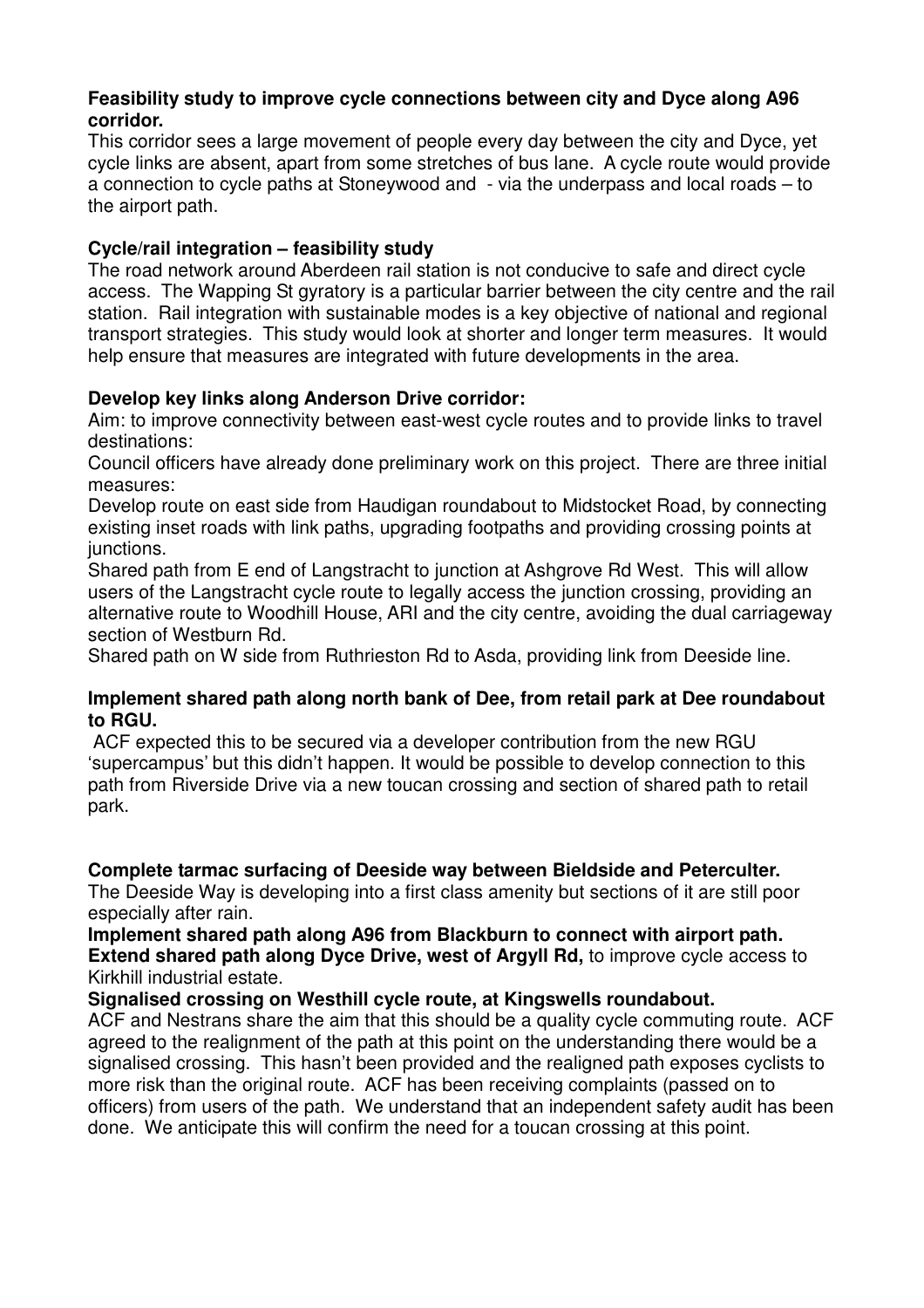**Feasibility study to improve cycle connections between city and Dyce along A96 corridor.**

This corridor sees a large movement of people every day between the city and Dyce, yet cycle links are absent, apart from some stretches of bus lane. A cycle route would provide a connection to cycle paths at Stoneywood and - via the underpass and local roads – to the airport path.

**Cycle/rail integration – feasibility study**

The road network around Aberdeen rail station is not conducive to safe and direct cycle access. The Wapping St gyratory is a particular barrier between the city centre and the rail station. Rail integration with sustainable modes is a key objective of national and regional transport strategies. This study would look at shorter and longer term measures. It would help ensure that measures are integrated with future developments in the area.

**Develop key links along Anderson Drive corridor:**

Aim: to improve connectivity between east-west cycle routes and to provide links to travel destinations:

Council officers have already done preliminary work on this project. There are three initial measures:

Develop route on east side from Haudigan roundabout to Midstocket Road, by connecting existing inset roads with link paths, upgrading footpaths and providing crossing points at junctions.

Shared path from E end of Langstracht to junction at Ashgrove Rd West. This will allow users of the Langstracht cycle route to legally access the junction crossing, providing an alternative route to Woodhill House, ARI and the city centre, avoiding the dual carriageway section of Westburn Rd.

Shared path on W side from Ruthrieston Rd to Asda, providing link from Deeside line.

**Implement shared path along north bank of Dee, from retail park at Dee roundabout to RGU.**

ACF expected this to be secured via a developer contribution from the new RGU 'supercampus' but this didn't happen. It would be possible to develop connection to this path from Riverside Drive via a new toucan crossing and section of shared path to retail park.

**Complete tarmac surfacing of Deeside way between Bieldside and Peterculter.**

The Deeside Way is developing into a first class amenity but sections of it are still poor especially after rain.

**Implement shared path along A96 from Blackburn to connect with airport path.**

**Extend shared path along Dyce Drive, west of Argyll Rd,** to improve cycle access to Kirkhill industrial estate.

**Signalised crossing on Westhill cycle route, at Kingswells roundabout.**

ACF and Nestrans share the aim that this should be a quality cycle commuting route. ACF agreed to the realignment of the path at this point on the understanding there would be a signalised crossing. This hasn't been provided and the realigned path exposes cyclists to more risk than the original route. ACF has been receiving complaints (passed on to officers) from users of the path. We understand that an independent safety audit has been done. We anticipate this will confirm the need for a toucan crossing at this point.